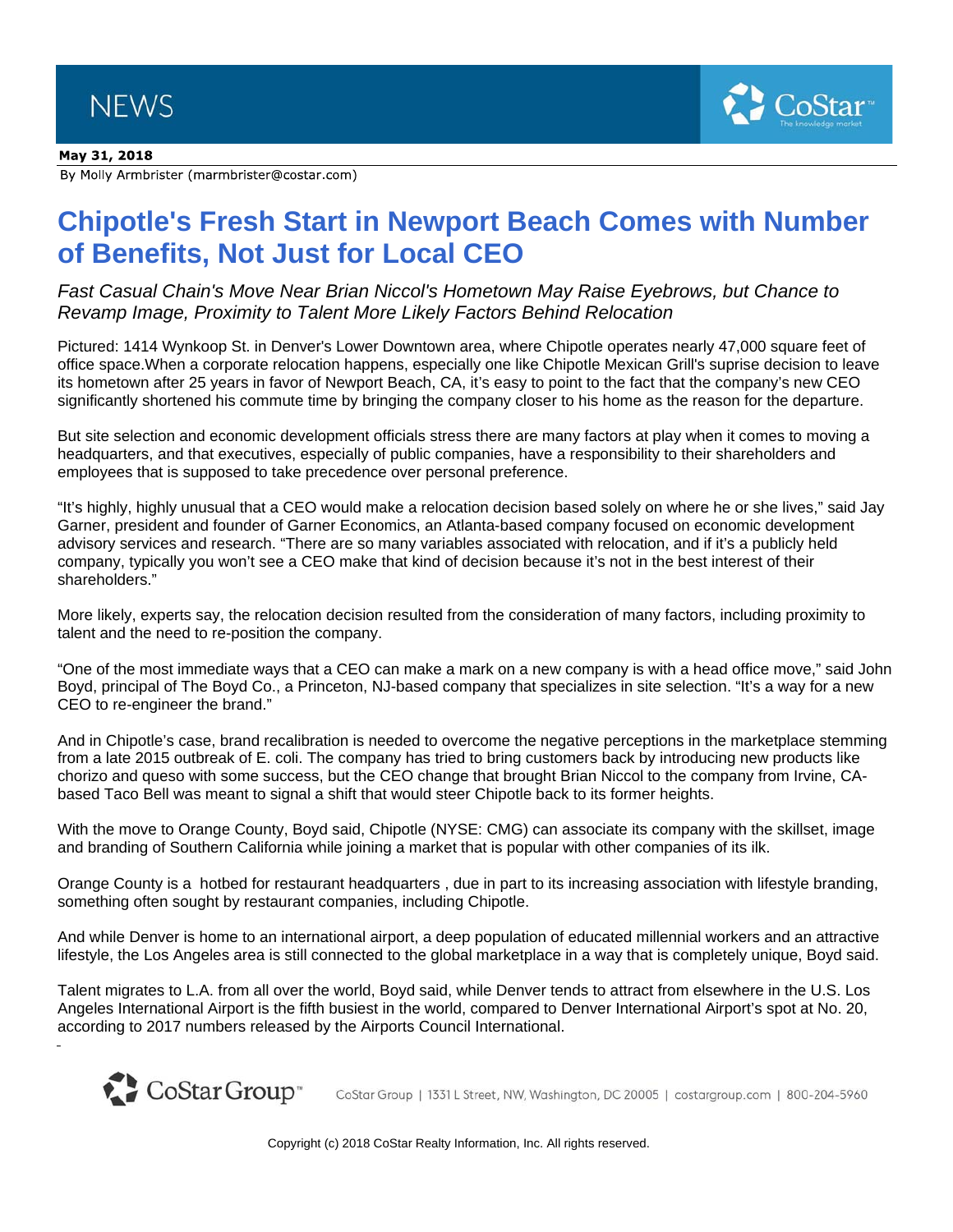NEWS

**May 31, 2018**

By Molly Armbrister (marmbrister@costar.com)

# Chipotle's Fresh Start in Newport Beach Comes with Number of Benefits, Not Just for Local CEO

*Fast Casual Chain's Move Near Brian Niccol's Hometown May Raise Eyebrows, but Chance to Revamp Image, Proximity to Talent More Likely Factors Behind Relocation*

Pictured: 1414 Wynkoop St. in Denver's Lower Downtown area, where Chipotle operates nearly 47,000 square feet of office space.When a corporate relocation happens, especially one like Chipotle Mexican Grill's suprise decision to leave its hometown after 25 years in favor of Newport Beach, CA, it's easy to point to the fact that the company's new CEO significantly shortened his commute time by bringing the company closer to his home as the reason for the departure.

But site selection and economic development officials stress there are many factors at play when it comes to moving a headquarters, and that executives, especially of public companies, have a responsibility to their shareholders and employees that is supposed to take precedence over personal preference.

"It's highly, highly unusual that a CEO would make a relocation decision based solely on where he or she lives," said Jay Garner, president and founder of Garner Economics, an Atlanta-based company focused on economic development advisory services and research. "There are so many variables associated with relocation, and if it's a publicly held company, typically you won't see a CEO make that kind of decision because it's not in the best interest of their shareholders."

More likely, experts say, the relocation decision resulted from the consideration of many factors, including proximity to talent and the need to re-position the company.

"One of the most immediate ways that a CEO can make a mark on a new company is with a head office move," said John Boyd, principal of The Boyd Co., a Princeton, NJ-based company that specializes in site selection. "It's a way for a new CEO to re-engineer the brand."

And in Chipotle's case, brand recalibration is needed to overcome the negative perceptions in the marketplace stemming from a late 2015 outbreak of E. coli. The company has tried to bring customers back by introducing new products like chorizo and queso with some success, but the CEO change that brought Brian Niccol to the company from Irvine, CA-based Taco Bell was meant to signal a shift that would steer Chipotle back to its former heights.

With the move to Orange County, Boyd said, Chipotle (NYSE: CMG) can associate its company with the skillset, image and branding of Southern California while joining a market that is popular with other companies of its ilk.

Orange County is a hotbed for restaurant headquarters , due in part to its increasing association with lifestyle branding, something often sought by restaurant companies, including Chipotle.

And while Denver is home to an international airport, a deep population of educated millennial workers and an attractive lifestyle, the Los Angeles area is still connected to the global marketplace in a way that is completely unique, Boyd said.

Talent migrates to L.A. from all over the world, Boyd said, while Denver tends to attract from elsewhere in the U.S. Los Angeles International Airport is the fifth busiest in the world, compared to Denver International Airport's spot at No. 20, according to 2017 numbers released by the Airports Council International.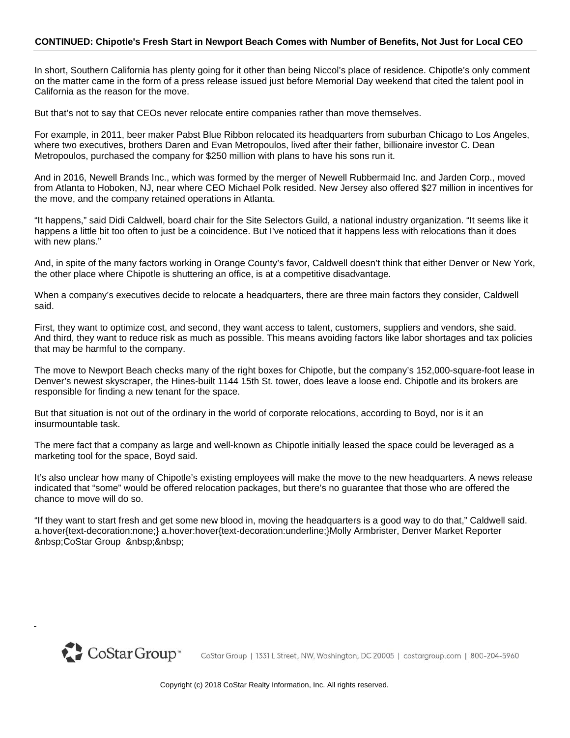**CONTINUED: Chipotle's Fresh Start in Newport Beach Comes with Number of Benefits, Not Just for Local CEO**

In short, Southern California has plenty going for it other than being Niccol's place of residence. Chipotle's only comment on the matter came in the form of a press release issued just before Memorial Day weekend that cited the talent pool in California as the reason for the move.

But that's not to say that CEOs never relocate entire companies rather than move themselves.

For example, in 2011, beer maker Pabst Blue Ribbon relocated its headquarters from suburban Chicago to Los Angeles, where two executives, brothers Daren and Evan Metropoulos, lived after their father, billionaire investor C. Dean Metropoulos, purchased the company for $250 million with plans to have his sons run it.

And in 2016, Newell Brands Inc., which was formed by the merger of Newell Rubbermaid Inc. and Jarden Corp., moved from Atlanta to Hoboken, NJ, near where CEO Michael Polk resided. New Jersey also offered $27 million in incentives for the move, and the company retained operations in Atlanta.

"It happens," said Didi Caldwell, board chair for the Site Selectors Guild, a national industry organization. "It seems like it happens a little bit too often to just be a coincidence. But I've noticed that it happens less with relocations than it does with new plans."

And, in spite of the many factors working in Orange County's favor, Caldwell doesn't think that either Denver or New York, the other place where Chipotle is shuttering an office, is at a competitive disadvantage.

When a company's executives decide to relocate a headquarters, there are three main factors they consider, Caldwell said.

First, they want to optimize cost, and second, they want access to talent, customers, suppliers and vendors, she said. And third, they want to reduce risk as much as possible. This means avoiding factors like labor shortages and tax policies that may be harmful to the company.

The move to Newport Beach checks many of the right boxes for Chipotle, but the company's 152,000-square-foot lease in Denver's newest skyscraper, the Hines-built 1144 15th St. tower, does leave a loose end. Chipotle and its brokers are responsible for finding a new tenant for the space.

But that situation is not out of the ordinary in the world of corporate relocations, according to Boyd, nor is it an insurmountable task.

The mere fact that a company as large and well-known as Chipotle initially leased the space could be leveraged as a marketing tool for the space, Boyd said.

It's also unclear how many of Chipotle's existing employees will make the move to the new headquarters. A news release indicated that "some" would be offered relocation packages, but there's no guarantee that those who are offered the chance to move will do so.

"If they want to start fresh and get some new blood in, moving the headquarters is a good way to do that," Caldwell said.
a.hover{text-decoration:none;} a.hover:hover{text-decoration:underline;}Molly Armbrister, Denver Market Reporter &nbsp;CoStar Group &nbsp;&nbsp;

CoStar Group | 1331 L Street, NW, Washington, DC 20005 | costargroup.com | 800-204-5960

Copyright (c) 2018 CoStar Realty Information, Inc. All rights reserved.